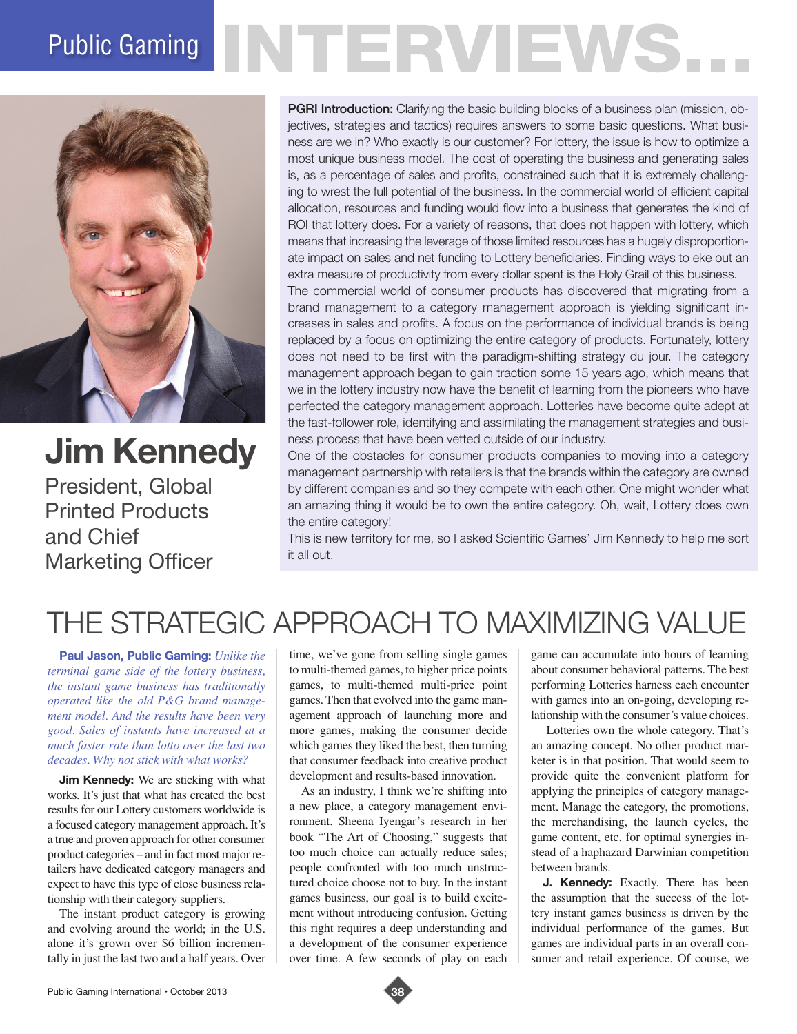# Public Gaming INTERVIEWS...

## Jim Kennedy

President, Global Printed Products and Chief Marketing Officer

**PGRI Introduction:** Clarifying the basic building blocks of a business plan (mission, objectives, strategies and tactics) requires answers to some basic questions. What business are we in? Who exactly is our customer? For lottery, the issue is how to optimize a most unique business model. The cost of operating the business and generating sales is, as a percentage of sales and profits, constrained such that it is extremely challenging to wrest the full potential of the business. In the commercial world of efficient capital allocation, resources and funding would flow into a business that generates the kind of ROI that lottery does. For a variety of reasons, that does not happen with lottery, which means that increasing the leverage of those limited resources has a hugely disproportionate impact on sales and net funding to Lottery beneficiaries. Finding ways to eke out an extra measure of productivity from every dollar spent is the Holy Grail of this business.

The commercial world of consumer products has discovered that migrating from a brand management to a category management approach is yielding significant increases in sales and profits. A focus on the performance of individual brands is being replaced by a focus on optimizing the entire category of products. Fortunately, lottery does not need to be first with the paradigm-shifting strategy du jour. The category management approach began to gain traction some 15 years ago, which means that we in the lottery industry now have the benefit of learning from the pioneers who have perfected the category management approach. Lotteries have become quite adept at the fast-follower role, identifying and assimilating the management strategies and business process that have been vetted outside of our industry.

One of the obstacles for consumer products companies to moving into a category management partnership with retailers is that the brands within the category are owned by different companies and so they compete with each other. One might wonder what an amazing thing it would be to own the entire category. Oh, wait, Lottery does own the entire category!

This is new territory for me, so I asked Scientific Games' Jim Kennedy to help me sort it all out.

# THE STRATEGIC APPROACH TO MAXIMIZING VALUE

**Paul Jason, Public Gaming:** *Unlike the terminal game side of the lottery business, the instant game business has traditionally operated like the old P&G brand management model. And the results have been very good. Sales of instants have increased at a much faster rate than lotto over the last two decades. Why not stick with what works?*

**Jim Kennedy:** We are sticking with what works. It's just that what has created the best results for our Lottery customers worldwide is a focused category management approach. It's a true and proven approach for other consumer product categories – and in fact most major retailers have dedicated category managers and expect to have this type of close business relationship with their category suppliers.

The instant product category is growing and evolving around the world; in the U.S. alone it's grown over $6 billion incrementally in just the last two and a half years. Over time, we've gone from selling single games to multi-themed games, to higher price points games, to multi-themed multi-price point games. Then that evolved into the game management approach of launching more and more games, making the consumer decide which games they liked the best, then turning that consumer feedback into creative product development and results-based innovation.

As an industry, I think we're shifting into a new place, a category management environment. Sheena Iyengar's research in her book "The Art of Choosing," suggests that too much choice can actually reduce sales; people confronted with too much unstructured choice choose not to buy. In the instant games business, our goal is to build excitement without introducing confusion. Getting this right requires a deep understanding and a development of the consumer experience over time. A few seconds of play on each game can accumulate into hours of learning about consumer behavioral patterns. The best performing Lotteries harness each encounter with games into an on-going, developing relationship with the consumer's value choices.

Lotteries own the whole category. That's an amazing concept. No other product marketer is in that position. That would seem to provide quite the convenient platform for applying the principles of category management. Manage the category, the promotions, the merchandising, the launch cycles, the game content, etc. for optimal synergies instead of a haphazard Darwinian competition between brands.

**J. Kennedy:** Exactly. There has been the assumption that the success of the lottery instant games business is driven by the individual performance of the games. But games are individual parts in an overall consumer and retail experience. Of course, we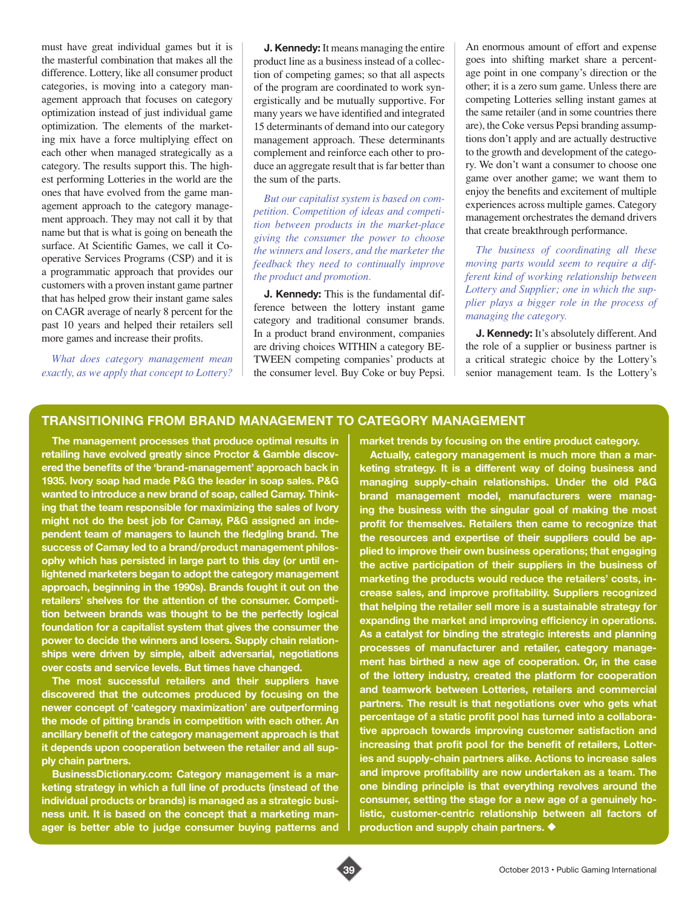must have great individual games but it is the masterful combination that makes all the difference. Lottery, like all consumer product categories, is moving into a category management approach that focuses on category optimization instead of just individual game optimization. The elements of the marketing mix have a force multiplying effect on each other when managed strategically as a category. The results support this. The highest performing Lotteries in the world are the ones that have evolved from the game management approach to the category management approach. They may not call it by that name but that is what is going on beneath the surface. At Scientific Games, we call it Cooperative Services Programs (CSP) and it is a programmatic approach that provides our customers with a proven instant game partner that has helped grow their instant game sales on CAGR average of nearly 8 percent for the past 10 years and helped their retailers sell more games and increase their profits.

*What does category management mean exactly, as we apply that concept to Lottery?*

**J. Kennedy:** It means managing the entire product line as a business instead of a collection of competing games; so that all aspects of the program are coordinated to work synergistically and be mutually supportive. For many years we have identified and integrated 15 determinants of demand into our category management approach. These determinants complement and reinforce each other to produce an aggregate result that is far better than the sum of the parts.

*But our capitalist system is based on competition. Competition of ideas and competition between products in the market-place giving the consumer the power to choose the winners and losers, and the marketer the feedback they need to continually improve the product and promotion.*

**J. Kennedy:** This is the fundamental difference between the lottery instant game category and traditional consumer brands. In a product brand environment, companies are driving choices WITHIN a category BETWEEN competing companies' products at the consumer level. Buy Coke or buy Pepsi. An enormous amount of effort and expense goes into shifting market share a percentage point in one company's direction or the other; it is a zero sum game. Unless there are competing Lotteries selling instant games at the same retailer (and in some countries there are), the Coke versus Pepsi branding assumptions don't apply and are actually destructive to the growth and development of the category. We don't want a consumer to choose one game over another game; we want them to enjoy the benefits and excitement of multiple experiences across multiple games. Category management orchestrates the demand drivers that create breakthrough performance.

*The business of coordinating all these moving parts would seem to require a different kind of working relationship between Lottery and Supplier; one in which the supplier plays a bigger role in the process of managing the category.*

**J. Kennedy:** It's absolutely different. And the role of a supplier or business partner is a critical strategic choice by the Lottery's senior management team. Is the Lottery's

## TRANSITIONING FROM BRAND MANAGEMENT TO CATEGORY MANAGEMENT

**The management processes that produce optimal results in retailing have evolved greatly since Proctor & Gamble discovered the benefits of the 'brand-management' approach back in 1935. Ivory soap had made P&G the leader in soap sales. P&G wanted to introduce a new brand of soap, called Camay. Thinking that the team responsible for maximizing the sales of Ivory might not do the best job for Camay, P&G assigned an independent team of managers to launch the fledgling brand. The success of Camay led to a brand/product management philosophy which has persisted in large part to this day (or until enlightened marketers began to adopt the category management approach, beginning in the 1990s). Brands fought it out on the retailers' shelves for the attention of the consumer. Competition between brands was thought to be the perfectly logical foundation for a capitalist system that gives the consumer the power to decide the winners and losers. Supply chain relationships were driven by simple, albeit adversarial, negotiations over costs and service levels. But times have changed.**

**The most successful retailers and their suppliers have discovered that the outcomes produced by focusing on the newer concept of 'category maximization' are outperforming the mode of pitting brands in competition with each other. An ancillary benefit of the category management approach is that it depends upon cooperation between the retailer and all supply chain partners.**

**BusinessDictionary.com: Category management is a marketing strategy in which a full line of products (instead of the individual products or brands) is managed as a strategic business unit. It is based on the concept that a marketing manager is better able to judge consumer buying patterns and market trends by focusing on the entire product category.**

**Actually, category management is much more than a marketing strategy. It is a different way of doing business and managing supply-chain relationships. Under the old P&G brand management model, manufacturers were managing the business with the singular goal of making the most profit for themselves. Retailers then came to recognize that the resources and expertise of their suppliers could be applied to improve their own business operations; that engaging the active participation of their suppliers in the business of marketing the products would reduce the retailers' costs, increase sales, and improve profitability. Suppliers recognized that helping the retailer sell more is a sustainable strategy for expanding the market and improving efficiency in operations. As a catalyst for binding the strategic interests and planning processes of manufacturer and retailer, category management has birthed a new age of cooperation. Or, in the case of the lottery industry, created the platform for cooperation and teamwork between Lotteries, retailers and commercial partners. The result is that negotiations over who gets what percentage of a static profit pool has turned into a collaborative approach towards improving customer satisfaction and increasing that profit pool for the benefit of retailers, Lotteries and supply-chain partners alike. Actions to increase sales and improve profitability are now undertaken as a team. The one binding principle is that everything revolves around the consumer, setting the stage for a new age of a genuinely holistic, customer-centric relationship between all factors of production and supply chain partners. ◆**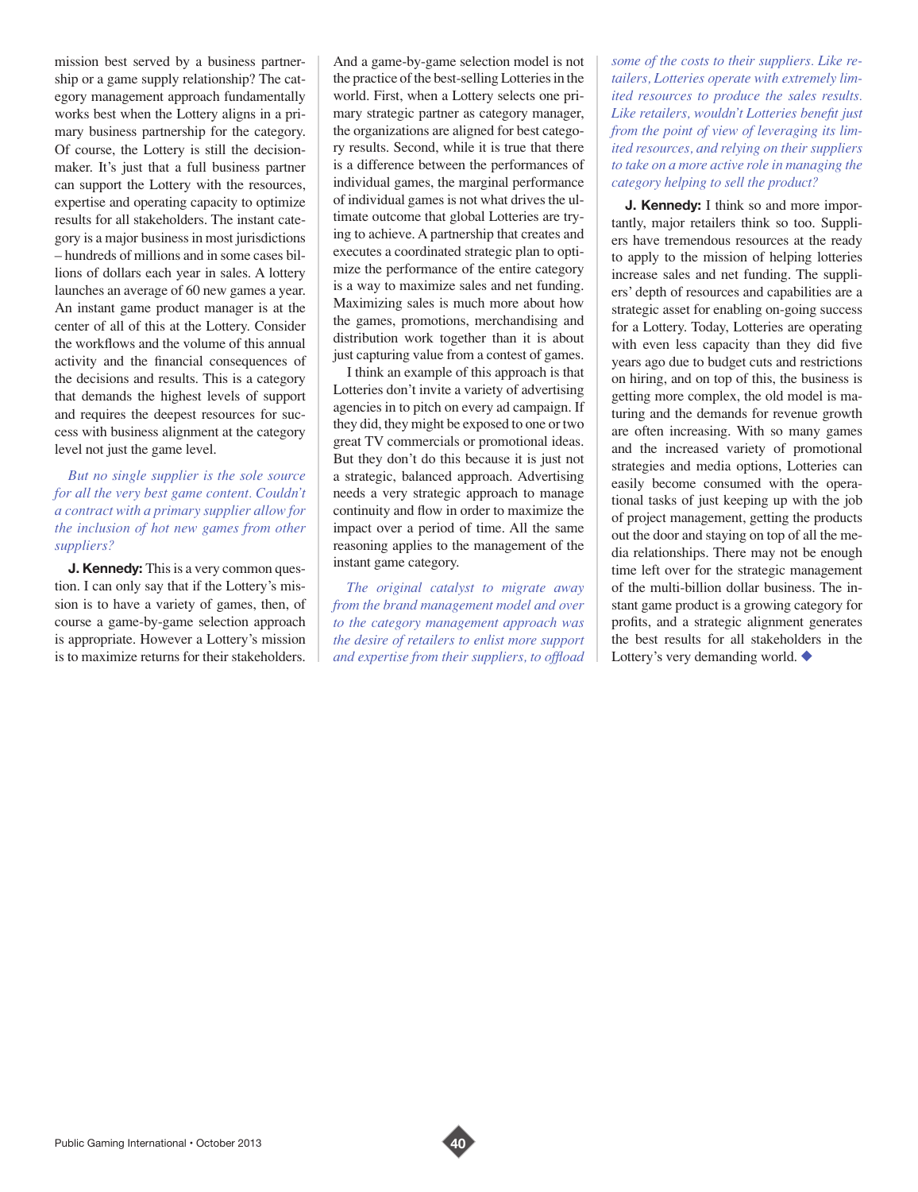mission best served by a business partnership or a game supply relationship? The category management approach fundamentally works best when the Lottery aligns in a primary business partnership for the category. Of course, the Lottery is still the decision-maker. It's just that a full business partner can support the Lottery with the resources, expertise and operating capacity to optimize results for all stakeholders. The instant category is a major business in most jurisdictions – hundreds of millions and in some cases billions of dollars each year in sales. A lottery launches an average of 60 new games a year. An instant game product manager is at the center of all of this at the Lottery. Consider the workflows and the volume of this annual activity and the financial consequences of the decisions and results. This is a category that demands the highest levels of support and requires the deepest resources for success with business alignment at the category level not just the game level.

*But no single supplier is the sole source for all the very best game content. Couldn't a contract with a primary supplier allow for the inclusion of hot new games from other suppliers?*

**J. Kennedy:** This is a very common question. I can only say that if the Lottery's mission is to have a variety of games, then, of course a game-by-game selection approach is appropriate. However a Lottery's mission is to maximize returns for their stakeholders. And a game-by-game selection model is not the practice of the best-selling Lotteries in the world. First, when a Lottery selects one primary strategic partner as category manager, the organizations are aligned for best category results. Second, while it is true that there is a difference between the performances of individual games, the marginal performance of individual games is not what drives the ultimate outcome that global Lotteries are trying to achieve. A partnership that creates and executes a coordinated strategic plan to optimize the performance of the entire category is a way to maximize sales and net funding. Maximizing sales is much more about how the games, promotions, merchandising and distribution work together than it is about just capturing value from a contest of games.

I think an example of this approach is that Lotteries don't invite a variety of advertising agencies in to pitch on every ad campaign. If they did, they might be exposed to one or two great TV commercials or promotional ideas. But they don't do this because it is just not a strategic, balanced approach. Advertising needs a very strategic approach to manage continuity and flow in order to maximize the impact over a period of time. All the same reasoning applies to the management of the instant game category.

*The original catalyst to migrate away from the brand management model and over to the category management approach was the desire of retailers to enlist more support and expertise from their suppliers, to offload some of the costs to their suppliers. Like retailers, Lotteries operate with extremely limited resources to produce the sales results. Like retailers, wouldn't Lotteries benefit just from the point of view of leveraging its limited resources, and relying on their suppliers to take on a more active role in managing the category helping to sell the product?*

**J. Kennedy:** I think so and more importantly, major retailers think so too. Suppliers have tremendous resources at the ready to apply to the mission of helping lotteries increase sales and net funding. The suppliers' depth of resources and capabilities are a strategic asset for enabling on-going success for a Lottery. Today, Lotteries are operating with even less capacity than they did five years ago due to budget cuts and restrictions on hiring, and on top of this, the business is getting more complex, the old model is maturing and the demands for revenue growth are often increasing. With so many games and the increased variety of promotional strategies and media options, Lotteries can easily become consumed with the operational tasks of just keeping up with the job of project management, getting the products out the door and staying on top of all the media relationships. There may not be enough time left over for the strategic management of the multi-billion dollar business. The instant game product is a growing category for profits, and a strategic alignment generates the best results for all stakeholders in the Lottery's very demanding world. ◆